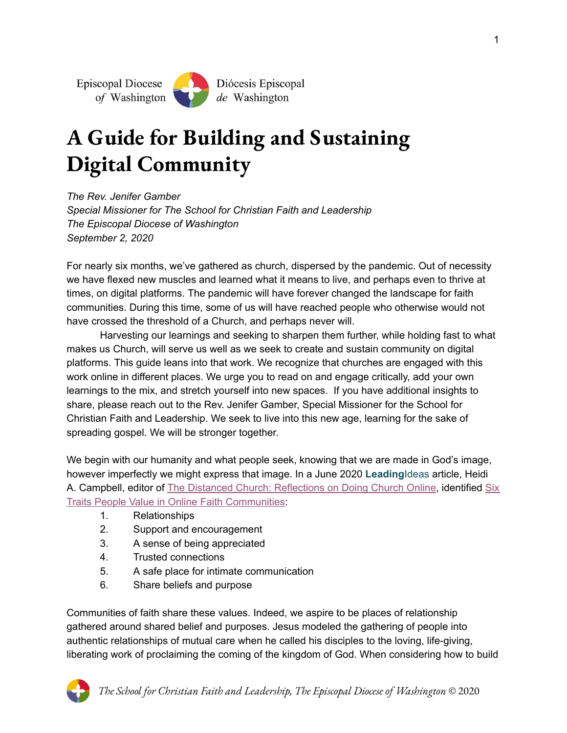Episcopal Diocese of Washington | Diócesis Episcopal de Washington

# A Guide for Building and Sustaining Digital Community

*The Rev. Jenifer Gamber*
*Special Missioner for The School for Christian Faith and Leadership*
*The Episcopal Diocese of Washington*
*September 2, 2020*

For nearly six months, we've gathered as church, dispersed by the pandemic. Out of necessity we have flexed new muscles and learned what it means to live, and perhaps even to thrive at times, on digital platforms. The pandemic will have forever changed the landscape for faith communities. During this time, some of us will have reached people who otherwise would not have crossed the threshold of a Church, and perhaps never will.

Harvesting our learnings and seeking to sharpen them further, while holding fast to what makes us Church, will serve us well as we seek to create and sustain community on digital platforms. This guide leans into that work. We recognize that churches are engaged with this work online in different places. We urge you to read on and engage critically, add your own learnings to the mix, and stretch yourself into new spaces. If you have additional insights to share, please reach out to the Rev. Jenifer Gamber, Special Missioner for the School for Christian Faith and Leadership. We seek to live into this new age, learning for the sake of spreading gospel. We will be stronger together.

We begin with our humanity and what people seek, knowing that we are made in God's image, however imperfectly we might express that image. In a June 2020 **Leading**Ideas article, Heidi A. Campbell, editor of The Distanced Church: Reflections on Doing Church Online, identified Six Traits People Value in Online Faith Communities:

1. Relationships
2. Support and encouragement
3. A sense of being appreciated
4. Trusted connections
5. A safe place for intimate communication
6. Share beliefs and purpose

Communities of faith share these values. Indeed, we aspire to be places of relationship gathered around shared belief and purposes. Jesus modeled the gathering of people into authentic relationships of mutual care when he called his disciples to the loving, life-giving, liberating work of proclaiming the coming of the kingdom of God. When considering how to build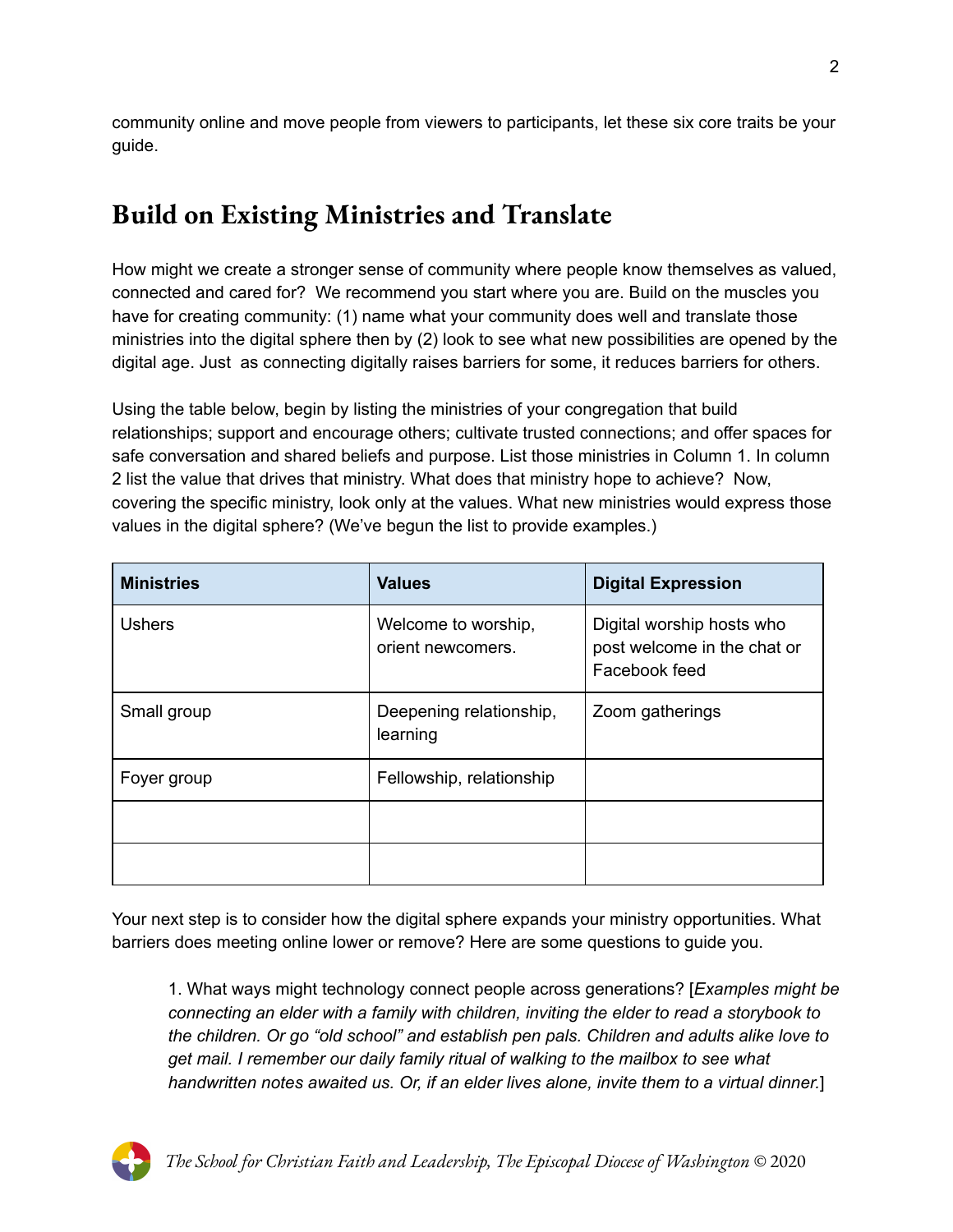community online and move people from viewers to participants, let these six core traits be your guide.

## Build on Existing Ministries and Translate

How might we create a stronger sense of community where people know themselves as valued, connected and cared for? We recommend you start where you are. Build on the muscles you have for creating community: (1) name what your community does well and translate those ministries into the digital sphere then by (2) look to see what new possibilities are opened by the digital age. Just as connecting digitally raises barriers for some, it reduces barriers for others.

Using the table below, begin by listing the ministries of your congregation that build relationships; support and encourage others; cultivate trusted connections; and offer spaces for safe conversation and shared beliefs and purpose. List those ministries in Column 1. In column 2 list the value that drives that ministry. What does that ministry hope to achieve? Now, covering the specific ministry, look only at the values. What new ministries would express those values in the digital sphere? (We've begun the list to provide examples.)

| Ministries | Values | Digital Expression |
|---|---|---|
| Ushers | Welcome to worship, orient newcomers. | Digital worship hosts who post welcome in the chat or Facebook feed |
| Small group | Deepening relationship, learning | Zoom gatherings |
| Foyer group | Fellowship, relationship | |
| | | |
| | | |

Your next step is to consider how the digital sphere expands your ministry opportunities. What barriers does meeting online lower or remove? Here are some questions to guide you.

> 1. What ways might technology connect people across generations? [*Examples might be connecting an elder with a family with children, inviting the elder to read a storybook to the children. Or go "old school" and establish pen pals. Children and adults alike love to get mail. I remember our daily family ritual of walking to the mailbox to see what handwritten notes awaited us. Or, if an elder lives alone, invite them to a virtual dinner.*]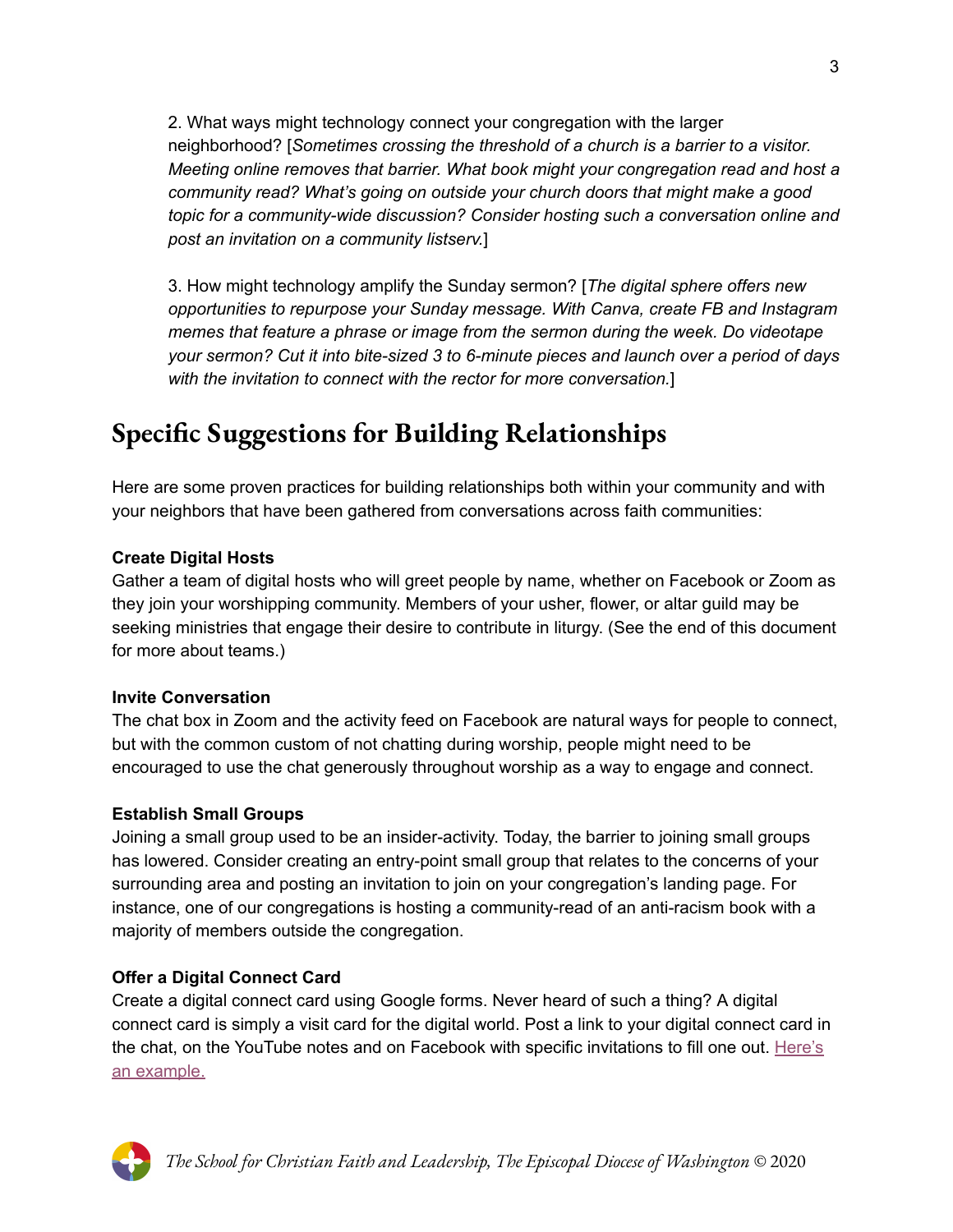2. What ways might technology connect your congregation with the larger neighborhood? [*Sometimes crossing the threshold of a church is a barrier to a visitor. Meeting online removes that barrier. What book might your congregation read and host a community read? What's going on outside your church doors that might make a good topic for a community-wide discussion? Consider hosting such a conversation online and post an invitation on a community listserv.*]

3. How might technology amplify the Sunday sermon? [*The digital sphere offers new opportunities to repurpose your Sunday message. With Canva, create FB and Instagram memes that feature a phrase or image from the sermon during the week. Do videotape your sermon? Cut it into bite-sized 3 to 6-minute pieces and launch over a period of days with the invitation to connect with the rector for more conversation.*]

## Specific Suggestions for Building Relationships

Here are some proven practices for building relationships both within your community and with your neighbors that have been gathered from conversations across faith communities:

**Create Digital Hosts**
Gather a team of digital hosts who will greet people by name, whether on Facebook or Zoom as they join your worshipping community. Members of your usher, flower, or altar guild may be seeking ministries that engage their desire to contribute in liturgy. (See the end of this document for more about teams.)

**Invite Conversation**
The chat box in Zoom and the activity feed on Facebook are natural ways for people to connect, but with the common custom of not chatting during worship, people might need to be encouraged to use the chat generously throughout worship as a way to engage and connect.

**Establish Small Groups**
Joining a small group used to be an insider-activity. Today, the barrier to joining small groups has lowered. Consider creating an entry-point small group that relates to the concerns of your surrounding area and posting an invitation to join on your congregation's landing page. For instance, one of our congregations is hosting a community-read of an anti-racism book with a majority of members outside the congregation.

**Offer a Digital Connect Card**
Create a digital connect card using Google forms. Never heard of such a thing? A digital connect card is simply a visit card for the digital world. Post a link to your digital connect card in the chat, on the YouTube notes and on Facebook with specific invitations to fill one out. Here's an example.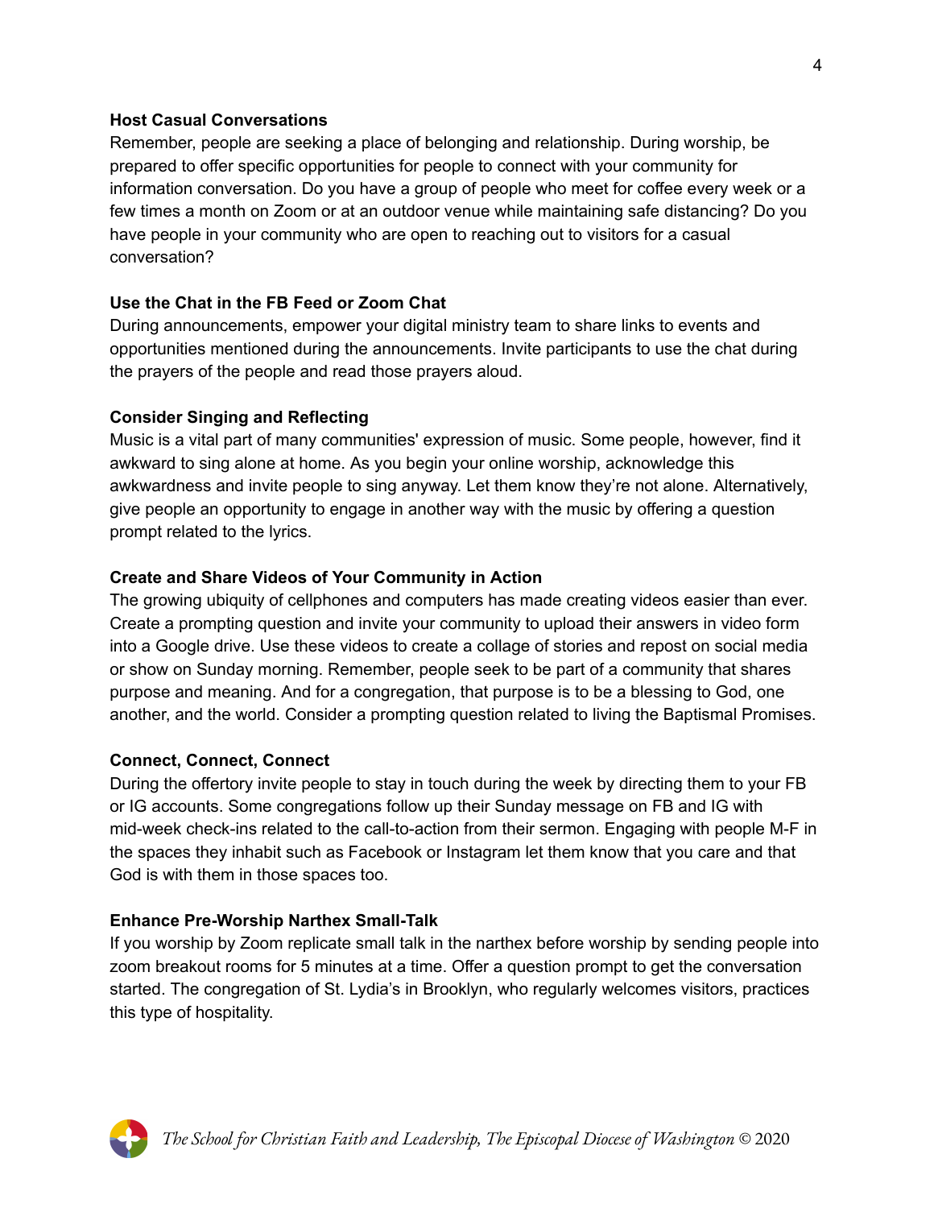**Host Casual Conversations**

Remember, people are seeking a place of belonging and relationship. During worship, be prepared to offer specific opportunities for people to connect with your community for information conversation. Do you have a group of people who meet for coffee every week or a few times a month on Zoom or at an outdoor venue while maintaining safe distancing? Do you have people in your community who are open to reaching out to visitors for a casual conversation?

**Use the Chat in the FB Feed or Zoom Chat**

During announcements, empower your digital ministry team to share links to events and opportunities mentioned during the announcements. Invite participants to use the chat during the prayers of the people and read those prayers aloud.

**Consider Singing and Reflecting**

Music is a vital part of many communities' expression of music. Some people, however, find it awkward to sing alone at home. As you begin your online worship, acknowledge this awkwardness and invite people to sing anyway. Let them know they're not alone. Alternatively, give people an opportunity to engage in another way with the music by offering a question prompt related to the lyrics.

**Create and Share Videos of Your Community in Action**

The growing ubiquity of cellphones and computers has made creating videos easier than ever. Create a prompting question and invite your community to upload their answers in video form into a Google drive. Use these videos to create a collage of stories and repost on social media or show on Sunday morning. Remember, people seek to be part of a community that shares purpose and meaning. And for a congregation, that purpose is to be a blessing to God, one another, and the world. Consider a prompting question related to living the Baptismal Promises.

**Connect, Connect, Connect**

During the offertory invite people to stay in touch during the week by directing them to your FB or IG accounts. Some congregations follow up their Sunday message on FB and IG with mid-week check-ins related to the call-to-action from their sermon. Engaging with people M-F in the spaces they inhabit such as Facebook or Instagram let them know that you care and that God is with them in those spaces too.

**Enhance Pre-Worship Narthex Small-Talk**

If you worship by Zoom replicate small talk in the narthex before worship by sending people into zoom breakout rooms for 5 minutes at a time. Offer a question prompt to get the conversation started. The congregation of St. Lydia's in Brooklyn, who regularly welcomes visitors, practices this type of hospitality.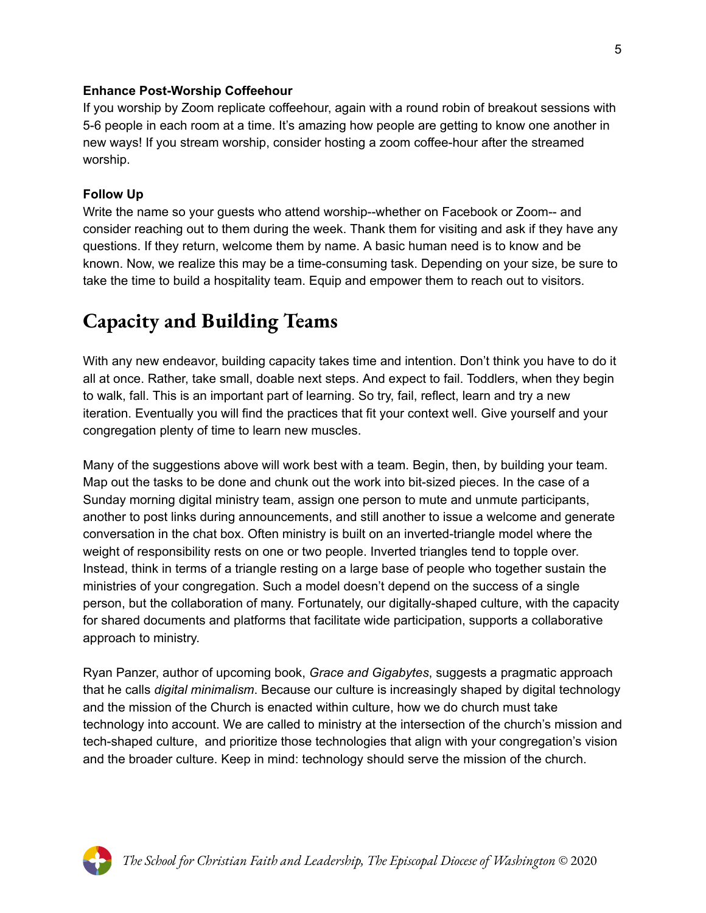**Enhance Post-Worship Coffeehour**

If you worship by Zoom replicate coffeehour, again with a round robin of breakout sessions with 5-6 people in each room at a time. It's amazing how people are getting to know one another in new ways! If you stream worship, consider hosting a zoom coffee-hour after the streamed worship.

**Follow Up**

Write the name so your guests who attend worship--whether on Facebook or Zoom-- and consider reaching out to them during the week. Thank them for visiting and ask if they have any questions. If they return, welcome them by name. A basic human need is to know and be known. Now, we realize this may be a time-consuming task. Depending on your size, be sure to take the time to build a hospitality team. Equip and empower them to reach out to visitors.

# Capacity and Building Teams

With any new endeavor, building capacity takes time and intention. Don't think you have to do it all at once. Rather, take small, doable next steps. And expect to fail. Toddlers, when they begin to walk, fall. This is an important part of learning. So try, fail, reflect, learn and try a new iteration. Eventually you will find the practices that fit your context well. Give yourself and your congregation plenty of time to learn new muscles.

Many of the suggestions above will work best with a team. Begin, then, by building your team. Map out the tasks to be done and chunk out the work into bit-sized pieces. In the case of a Sunday morning digital ministry team, assign one person to mute and unmute participants, another to post links during announcements, and still another to issue a welcome and generate conversation in the chat box. Often ministry is built on an inverted-triangle model where the weight of responsibility rests on one or two people. Inverted triangles tend to topple over. Instead, think in terms of a triangle resting on a large base of people who together sustain the ministries of your congregation. Such a model doesn't depend on the success of a single person, but the collaboration of many. Fortunately, our digitally-shaped culture, with the capacity for shared documents and platforms that facilitate wide participation, supports a collaborative approach to ministry.

Ryan Panzer, author of upcoming book, *Grace and Gigabytes*, suggests a pragmatic approach that he calls *digital minimalism*. Because our culture is increasingly shaped by digital technology and the mission of the Church is enacted within culture, how we do church must take technology into account. We are called to ministry at the intersection of the church's mission and tech-shaped culture, and prioritize those technologies that align with your congregation's vision and the broader culture. Keep in mind: technology should serve the mission of the church.